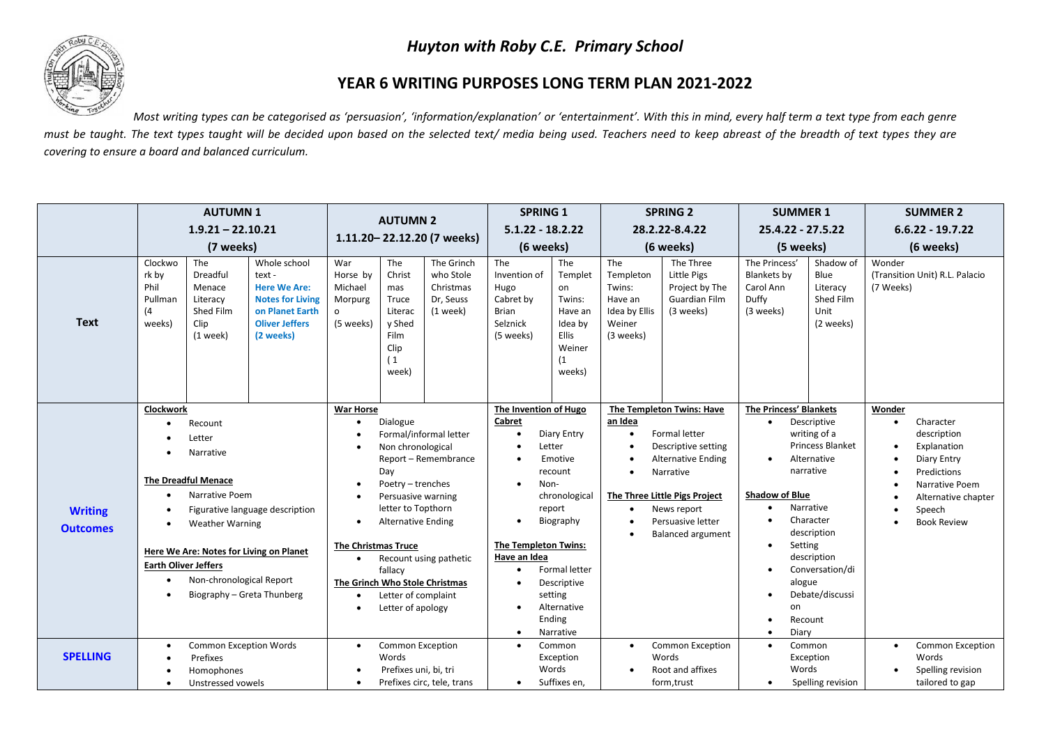# *Huyton with Roby C.E. Primary School*

## YEAR 6 WRITING PURPOSES LONG TERM PLAN 2021-2022

*Most writing types can be categorised as 'persuasion', 'information/explanation' or 'entertainment'. With this in mind, every half term a text type from each genre must be taught. The text types taught will be decided upon based on the selected text/ media being used. Teachers need to keep abreast of the breadth of text types they are covering to ensure a board and balanced curriculum.*

| | AUTUMN 1<br>1.9.21 – 22.10.21<br>(7 weeks) | AUTUMN 2<br>1.11.20– 22.12.20 (7 weeks) | SPRING 1<br>5.1.22 - 18.2.22<br>(6 weeks) | SPRING 2<br>28.2.22-8.4.22<br>(6 weeks) | SUMMER 1<br>25.4.22 - 27.5.22<br>(5 weeks) | SUMMER 2<br>6.6.22 - 19.7.22<br>(6 weeks) |
|---|---|---|---|---|---|---|
| **Text** | Clockwork by Phil Pullman (4 weeks)<br>The Dreadful Menace Literacy Shed Film Clip (1 week)<br>Whole school text - **Here We Are: Notes for Living on Planet Earth Oliver Jeffers (2 weeks)** | War Horse by Michael Morpurgo (5 weeks)<br>The Christmas Truce Literacy Shed Film Clip (1 week)<br>The Grinch who Stole Christmas Dr, Seuss (1 week) | The Invention of Hugo Cabret by Brian Selznick (5 weeks)<br>The Templeton Twins: Have an Idea by Ellis Weiner (1 weeks) | The Templeton Twins: Have an Idea by Ellis Weiner (3 weeks)<br>The Three Little Pigs Project by The Guardian Film (3 weeks) | The Princess' Blankets by Carol Ann Duffy (3 weeks)<br>Shadow of Blue Literacy Shed Film Unit (2 weeks) | Wonder (Transition Unit) R.L. Palacio (7 Weeks) |
| **Writing Outcomes** | **Clockwork**<br>• Recount<br>• Letter<br>• Narrative<br><br>**The Dreadful Menace**<br>• Narrative Poem<br>• Figurative language description<br>• Weather Warning<br><br>**Here We Are: Notes for Living on Planet Earth Oliver Jeffers**<br>• Non-chronological Report<br>• Biography – Greta Thunberg | **War Horse**<br>• Dialogue<br>• Formal/informal letter<br>• Non chronological Report – Remembrance Day<br>• Poetry – trenches<br>• Persuasive warning letter to Topthorn<br>• Alternative Ending<br><br>**The Christmas Truce**<br>• Recount using pathetic fallacy<br><br>**The Grinch Who Stole Christmas**<br>• Letter of complaint<br>• Letter of apology | **The Invention of Hugo Cabret**<br>• Diary Entry<br>• Letter<br>• Emotive recount<br>• Non-chronological report<br>• Biography<br><br>**The Templeton Twins: Have an Idea**<br>• Formal letter<br>• Descriptive setting<br>• Alternative Ending<br>• Narrative | **The Templeton Twins: Have an Idea**<br>• Formal letter<br>• Descriptive setting<br>• Alternative Ending<br>• Narrative<br><br>**The Three Little Pigs Project**<br>• News report<br>• Persuasive letter<br>• Balanced argument | **The Princess' Blankets**<br>• Descriptive writing of a Princess Blanket<br>• Alternative narrative<br><br>**Shadow of Blue**<br>• Narrative<br>• Character description<br>• Setting description<br>• Conversation/dialogue<br>• Debate/discussion<br>• Recount<br>• Diary | **Wonder**<br>• Character description<br>• Explanation<br>• Diary Entry<br>• Predictions<br>• Narrative Poem<br>• Alternative chapter<br>• Speech<br>• Book Review |
| **SPELLING** | • Common Exception Words<br>• Prefixes<br>• Homophones<br>• Unstressed vowels | • Common Exception Words<br>• Prefixes uni, bi, tri<br>• Prefixes circ, tele, trans | • Common Exception Words<br>• Suffixes en, | • Common Exception Words<br>• Root and affixes form,trust | • Common Exception Words<br>• Spelling revision | • Common Exception Words<br>• Spelling revision tailored to gap |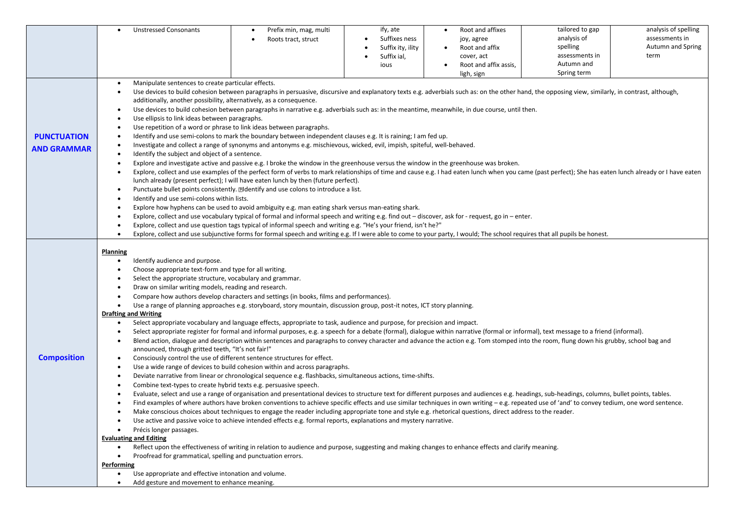| | | | | | | |
|---|---|---|---|---|---|---|
| | • Unstressed Consonants | • Prefix min, mag, multi<br>• Roots tract, struct | ify, ate<br>• Suffixes ness<br>• Suffix ity, ility<br>• Suffix ial, ious | • Root and affixes joy, agree<br>• Root and affix cover, act<br>• Root and affix assis, ligh, sign | tailored to gap analysis of spelling assessments in Autumn and Spring term | analysis of spelling assessments in Autumn and Spring term |
| **PUNCTUATION AND GRAMMAR** | • Manipulate sentences to create particular effects.<br>• Use devices to build cohesion between paragraphs in persuasive, discursive and explanatory texts e.g. adverbials such as: on the other hand, the opposing view, similarly, in contrast, although, additionally, another possibility, alternatively, as a consequence.<br>• Use devices to build cohesion between paragraphs in narrative e.g. adverbials such as: in the meantime, meanwhile, in due course, until then.<br>• Use ellipsis to link ideas between paragraphs.<br>• Use repetition of a word or phrase to link ideas between paragraphs.<br>• Identify and use semi-colons to mark the boundary between independent clauses e.g. It is raining; I am fed up.<br>• Investigate and collect a range of synonyms and antonyms e.g. mischievous, wicked, evil, impish, spiteful, well-behaved.<br>• Identify the subject and object of a sentence.<br>• Explore and investigate active and passive e.g. I broke the window in the greenhouse versus the window in the greenhouse was broken.<br>• Explore, collect and use examples of the perfect form of verbs to mark relationships of time and cause e.g. I had eaten lunch when you came (past perfect); She has eaten lunch already or I have eaten lunch already (present perfect); I will have eaten lunch by then (future perfect).<br>• Punctuate bullet points consistently. Identify and use colons to introduce a list.<br>• Identify and use semi-colons within lists.<br>• Explore how hyphens can be used to avoid ambiguity e.g. man eating shark versus man-eating shark.<br>• Explore, collect and use vocabulary typical of formal and informal speech and writing e.g. find out – discover, ask for - request, go in – enter.<br>• Explore, collect and use question tags typical of informal speech and writing e.g. "He's your friend, isn't he?"<br>• Explore, collect and use subjunctive forms for formal speech and writing e.g. If I were able to come to your party, I would; The school requires that all pupils be honest. | | | | | |
| **Composition** | **Planning**<br>• Identify audience and purpose.<br>• Choose appropriate text-form and type for all writing.<br>• Select the appropriate structure, vocabulary and grammar.<br>• Draw on similar writing models, reading and research.<br>• Compare how authors develop characters and settings (in books, films and performances).<br>• Use a range of planning approaches e.g. storyboard, story mountain, discussion group, post-it notes, ICT story planning.<br>**Drafting and Writing**<br>• Select appropriate vocabulary and language effects, appropriate to task, audience and purpose, for precision and impact.<br>• Select appropriate register for formal and informal purposes, e.g. a speech for a debate (formal), dialogue within narrative (formal or informal), text message to a friend (informal).<br>• Blend action, dialogue and description within sentences and paragraphs to convey character and advance the action e.g. Tom stomped into the room, flung down his grubby, school bag and announced, through gritted teeth, "It's not fair!"<br>• Consciously control the use of different sentence structures for effect.<br>• Use a wide range of devices to build cohesion within and across paragraphs.<br>• Deviate narrative from linear or chronological sequence e.g. flashbacks, simultaneous actions, time-shifts.<br>• Combine text-types to create hybrid texts e.g. persuasive speech.<br>• Evaluate, select and use a range of organisation and presentational devices to structure text for different purposes and audiences e.g. headings, sub-headings, columns, bullet points, tables.<br>• Find examples of where authors have broken conventions to achieve specific effects and use similar techniques in own writing – e.g. repeated use of 'and' to convey tedium, one word sentence.<br>• Make conscious choices about techniques to engage the reader including appropriate tone and style e.g. rhetorical questions, direct address to the reader.<br>• Use active and passive voice to achieve intended effects e.g. formal reports, explanations and mystery narrative.<br>• Précis longer passages.<br>**Evaluating and Editing**<br>• Reflect upon the effectiveness of writing in relation to audience and purpose, suggesting and making changes to enhance effects and clarify meaning.<br>• Proofread for grammatical, spelling and punctuation errors.<br>**Performing**<br>• Use appropriate and effective intonation and volume.<br>• Add gesture and movement to enhance meaning. | | | | | |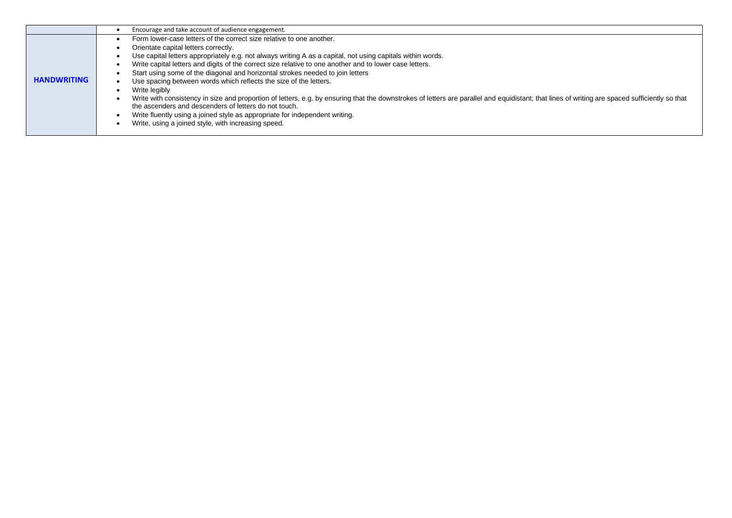| | |
|---|---|
| | • Encourage and take account of audience engagement. |
| **HANDWRITING** | • Form lower-case letters of the correct size relative to one another.<br>• Orientate capital letters correctly.<br>• Use capital letters appropriately e.g. not always writing A as a capital, not using capitals within words.<br>• Write capital letters and digits of the correct size relative to one another and to lower case letters.<br>• Start using some of the diagonal and horizontal strokes needed to join letters<br>• Use spacing between words which reflects the size of the letters.<br>• Write legibly<br>• Write with consistency in size and proportion of letters, e.g. by ensuring that the downstrokes of letters are parallel and equidistant; that lines of writing are spaced sufficiently so that the ascenders and descenders of letters do not touch.<br>• Write fluently using a joined style as appropriate for independent writing.<br>• Write, using a joined style, with increasing speed. |